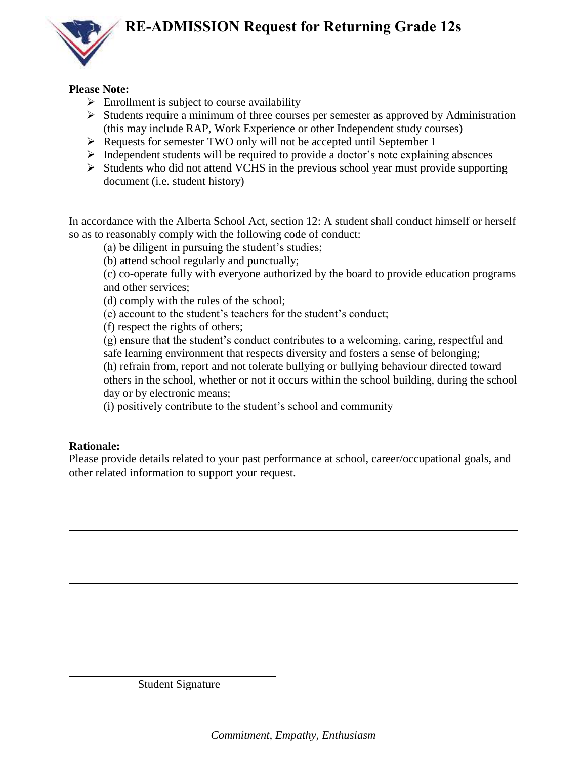# RE-ADMISSION Request for Returning Grade 12s

**Please Note:**

- Enrollment is subject to course availability
- Students require a minimum of three courses per semester as approved by Administration (this may include RAP, Work Experience or other Independent study courses)
- Requests for semester TWO only will not be accepted until September 1
- Independent students will be required to provide a doctor's note explaining absences
- Students who did not attend VCHS in the previous school year must provide supporting document (i.e. student history)

In accordance with the Alberta School Act, section 12: A student shall conduct himself or herself so as to reasonably comply with the following code of conduct:

(a) be diligent in pursuing the student's studies;

(b) attend school regularly and punctually;

(c) co-operate fully with everyone authorized by the board to provide education programs and other services;

(d) comply with the rules of the school;

(e) account to the student's teachers for the student's conduct;

(f) respect the rights of others;

(g) ensure that the student's conduct contributes to a welcoming, caring, respectful and safe learning environment that respects diversity and fosters a sense of belonging;

(h) refrain from, report and not tolerate bullying or bullying behaviour directed toward others in the school, whether or not it occurs within the school building, during the school day or by electronic means;

(i) positively contribute to the student's school and community

**Rationale:**

Please provide details related to your past performance at school, career/occupational goals, and other related information to support your request.

\_\_\_\_\_\_\_\_\_\_\_\_\_\_\_\_\_\_\_\_\_\_\_\_\_\_\_\_\_\_\_\_\_\_\_\_\_\_\_\_\_\_\_\_\_\_\_\_\_\_\_\_\_\_\_\_\_\_\_\_\_\_\_\_\_\_\_\_\_\_

\_\_\_\_\_\_\_\_\_\_\_\_\_\_\_\_\_\_\_\_\_\_\_\_\_\_\_\_\_\_\_\_\_\_\_\_\_\_\_\_\_\_\_\_\_\_\_\_\_\_\_\_\_\_\_\_\_\_\_\_\_\_\_\_\_\_\_\_\_\_

\_\_\_\_\_\_\_\_\_\_\_\_\_\_\_\_\_\_\_\_\_\_\_\_\_\_\_\_\_\_\_\_\_\_\_\_\_\_\_\_\_\_\_\_\_\_\_\_\_\_\_\_\_\_\_\_\_\_\_\_\_\_\_\_\_\_\_\_\_\_

\_\_\_\_\_\_\_\_\_\_\_\_\_\_\_\_\_\_\_\_\_\_\_\_\_\_\_\_\_\_\_\_\_\_\_\_\_\_\_\_\_\_\_\_\_\_\_\_\_\_\_\_\_\_\_\_\_\_\_\_\_\_\_\_\_\_\_\_\_\_

\_\_\_\_\_\_\_\_\_\_\_\_\_\_\_\_\_\_\_\_\_\_\_\_\_\_\_\_\_\_\_\_\_\_\_\_\_\_\_\_\_\_\_\_\_\_\_\_\_\_\_\_\_\_\_\_\_\_\_\_\_\_\_\_\_\_\_\_\_\_

\_\_\_\_\_\_\_\_\_\_\_\_\_\_\_\_\_\_\_\_\_\_\_\_\_\_\_\_\_\_\_\_\_\_\_\_

Student Signature

*Commitment, Empathy, Enthusiasm*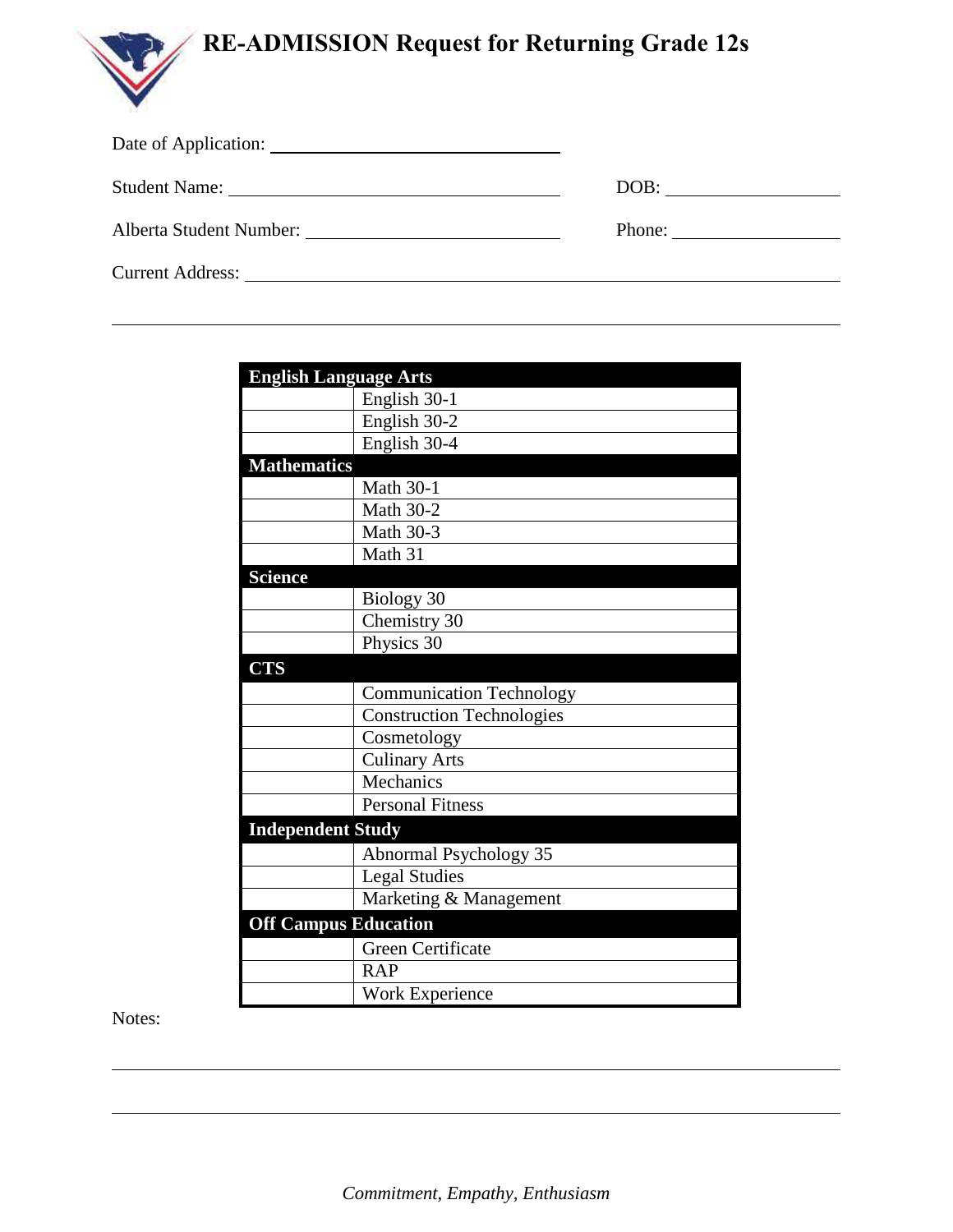# RE-ADMISSION Request for Returning Grade 12s

Date of Application: ______________________________

Student Name: ______________________________ DOB: __________________

Alberta Student Number: ______________________________ Phone: __________________

Current Address: ____________________________________________________________

____________________________________________________________

| | |
|---|---|
| **English Language Arts** | |
| | English 30-1 |
| | English 30-2 |
| | English 30-4 |
| **Mathematics** | |
| | Math 30-1 |
| | Math 30-2 |
| | Math 30-3 |
| | Math 31 |
| **Science** | |
| | Biology 30 |
| | Chemistry 30 |
| | Physics 30 |
| **CTS** | |
| | Communication Technology |
| | Construction Technologies |
| | Cosmetology |
| | Culinary Arts |
| | Mechanics |
| | Personal Fitness |
| **Independent Study** | |
| | Abnormal Psychology 35 |
| | Legal Studies |
| | Marketing & Management |
| **Off Campus Education** | |
| | Green Certificate |
| | RAP |
| | Work Experience |

Notes:

____________________________________________________________

____________________________________________________________

*Commitment, Empathy, Enthusiasm*